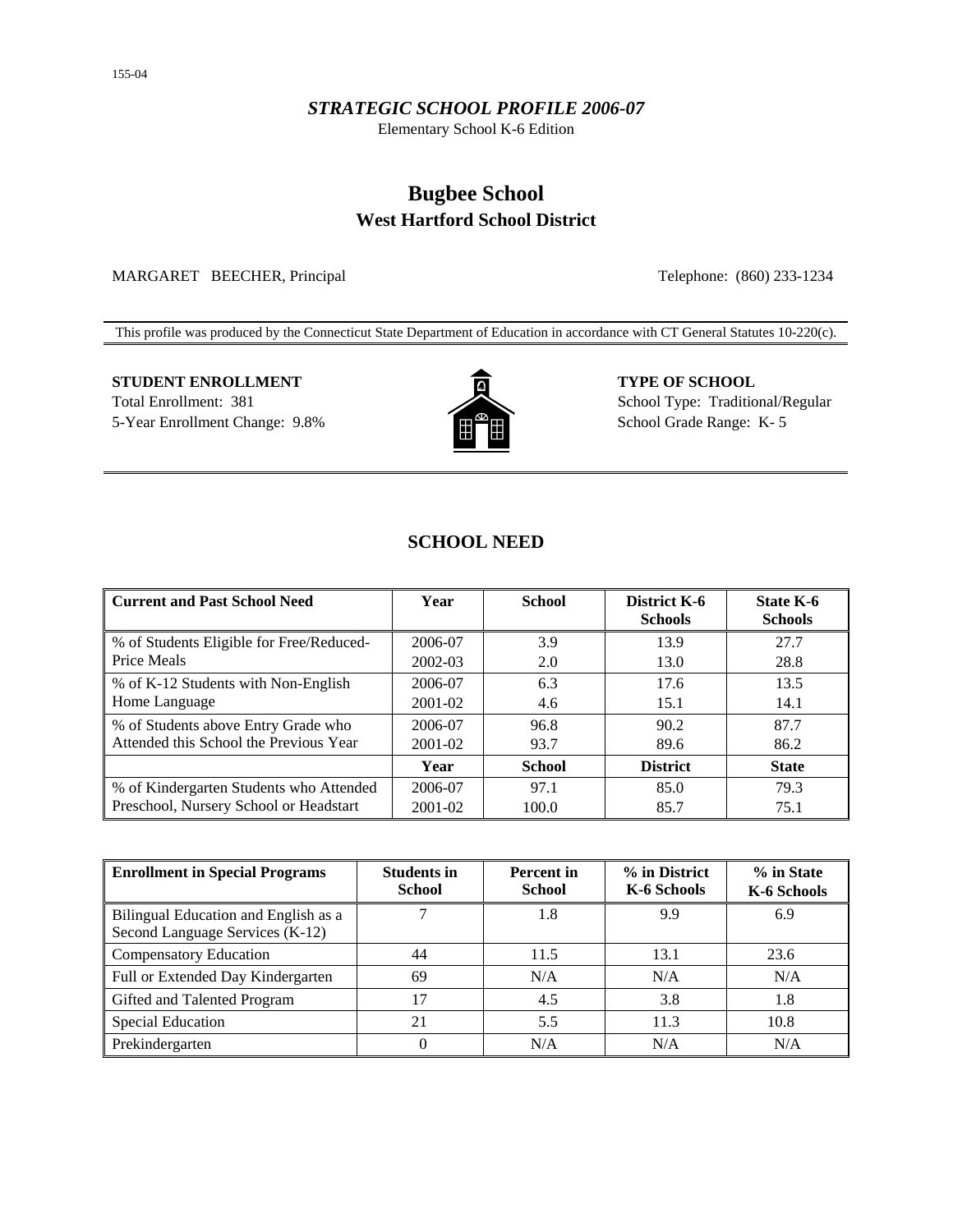155-04

*STRATEGIC SCHOOL PROFILE 2006-07*

Elementary School K-6 Edition

# Bugbee School

## West Hartford School District

MARGARET BEECHER, Principal

Telephone: (860) 233-1234

This profile was produced by the Connecticut State Department of Education in accordance with CT General Statutes 10-220(c).

**STUDENT ENROLLMENT**

Total Enrollment: 381

5-Year Enrollment Change: 9.8%

**TYPE OF SCHOOL**

School Type: Traditional/Regular

School Grade Range: K- 5

## SCHOOL NEED

| Current and Past School Need | Year | School | District K-6 Schools | State K-6 Schools |
|---|---|---|---|---|
| % of Students Eligible for Free/Reduced-Price Meals | 2006-07 | 3.9 | 13.9 | 27.7 |
| | 2002-03 | 2.0 | 13.0 | 28.8 |
| % of K-12 Students with Non-English Home Language | 2006-07 | 6.3 | 17.6 | 13.5 |
| | 2001-02 | 4.6 | 15.1 | 14.1 |
| % of Students above Entry Grade who Attended this School the Previous Year | 2006-07 | 96.8 | 90.2 | 87.7 |
| | 2001-02 | 93.7 | 89.6 | 86.2 |
| | **Year** | **School** | **District** | **State** |
| % of Kindergarten Students who Attended Preschool, Nursery School or Headstart | 2006-07 | 97.1 | 85.0 | 79.3 |
| | 2001-02 | 100.0 | 85.7 | 75.1 |

| Enrollment in Special Programs | Students in School | Percent in School | % in District K-6 Schools | % in State K-6 Schools |
|---|---|---|---|---|
| Bilingual Education and English as a Second Language Services (K-12) | 7 | 1.8 | 9.9 | 6.9 |
| Compensatory Education | 44 | 11.5 | 13.1 | 23.6 |
| Full or Extended Day Kindergarten | 69 | N/A | N/A | N/A |
| Gifted and Talented Program | 17 | 4.5 | 3.8 | 1.8 |
| Special Education | 21 | 5.5 | 11.3 | 10.8 |
| Prekindergarten | 0 | N/A | N/A | N/A |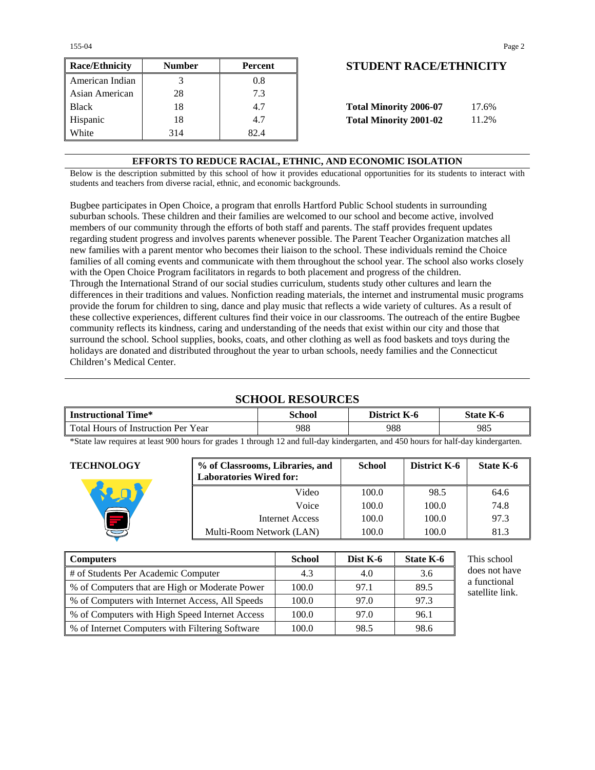| Race/Ethnicity | Number | Percent |
|---|---|---|
| American Indian | 3 | 0.8 |
| Asian American | 28 | 7.3 |
| Black | 18 | 4.7 |
| Hispanic | 18 | 4.7 |
| White | 314 | 82.4 |

## STUDENT RACE/ETHNICITY

**Total Minority 2006-07** 17.6%

**Total Minority 2001-02** 11.2%

## EFFORTS TO REDUCE RACIAL, ETHNIC, AND ECONOMIC ISOLATION

Below is the description submitted by this school of how it provides educational opportunities for its students to interact with students and teachers from diverse racial, ethnic, and economic backgrounds.

Bugbee participates in Open Choice, a program that enrolls Hartford Public School students in surrounding suburban schools. These children and their families are welcomed to our school and become active, involved members of our community through the efforts of both staff and parents. The staff provides frequent updates regarding student progress and involves parents whenever possible. The Parent Teacher Organization matches all new families with a parent mentor who becomes their liaison to the school. These individuals remind the Choice families of all coming events and communicate with them throughout the school year. The school also works closely with the Open Choice Program facilitators in regards to both placement and progress of the children.
Through the International Strand of our social studies curriculum, students study other cultures and learn the differences in their traditions and values. Nonfiction reading materials, the internet and instrumental music programs provide the forum for children to sing, dance and play music that reflects a wide variety of cultures. As a result of these collective experiences, different cultures find their voice in our classrooms. The outreach of the entire Bugbee community reflects its kindness, caring and understanding of the needs that exist within our city and those that surround the school. School supplies, books, coats, and other clothing as well as food baskets and toys during the holidays are donated and distributed throughout the year to urban schools, needy families and the Connecticut Children's Medical Center.

## SCHOOL RESOURCES

| Instructional Time* | School | District K-6 | State K-6 |
|---|---|---|---|
| Total Hours of Instruction Per Year | 988 | 988 | 985 |

*State law requires at least 900 hours for grades 1 through 12 and full-day kindergarten, and 450 hours for half-day kindergarten.

### TECHNOLOGY

| % of Classrooms, Libraries, and Laboratories Wired for: | School | District K-6 | State K-6 |
|---|---|---|---|
| Video | 100.0 | 98.5 | 64.6 |
| Voice | 100.0 | 100.0 | 74.8 |
| Internet Access | 100.0 | 100.0 | 97.3 |
| Multi-Room Network (LAN) | 100.0 | 100.0 | 81.3 |

| Computers | School | Dist K-6 | State K-6 |
|---|---|---|---|
| # of Students Per Academic Computer | 4.3 | 4.0 | 3.6 |
| % of Computers that are High or Moderate Power | 100.0 | 97.1 | 89.5 |
| % of Computers with Internet Access, All Speeds | 100.0 | 97.0 | 97.3 |
| % of Computers with High Speed Internet Access | 100.0 | 97.0 | 96.1 |
| % of Internet Computers with Filtering Software | 100.0 | 98.5 | 98.6 |

This school does not have a functional satellite link.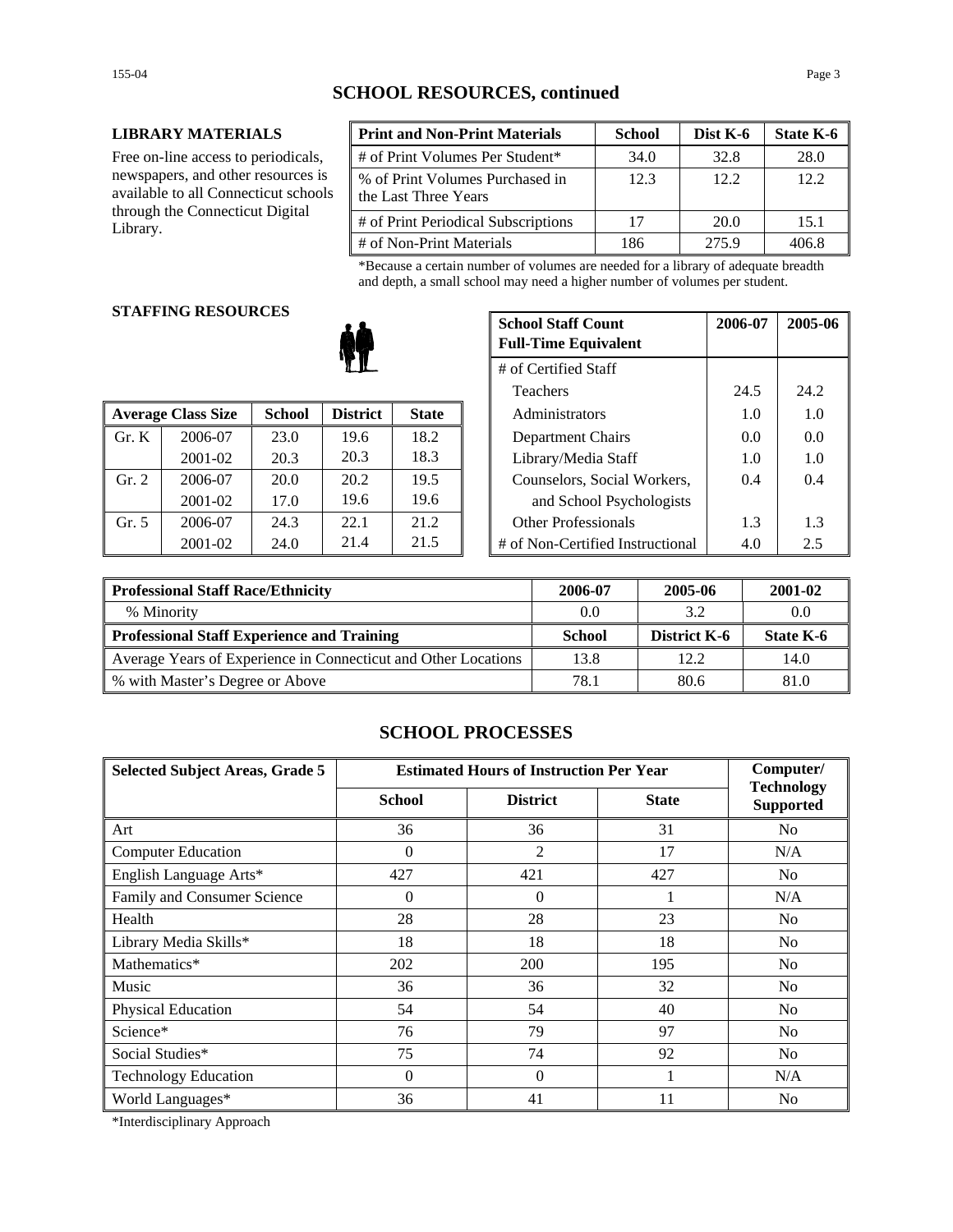## SCHOOL RESOURCES, continued

### LIBRARY MATERIALS

Free on-line access to periodicals, newspapers, and other resources is available to all Connecticut schools through the Connecticut Digital Library.

| Print and Non-Print Materials | School | Dist K-6 | State K-6 |
|---|---|---|---|
| # of Print Volumes Per Student* | 34.0 | 32.8 | 28.0 |
| % of Print Volumes Purchased in the Last Three Years | 12.3 | 12.2 | 12.2 |
| # of Print Periodical Subscriptions | 17 | 20.0 | 15.1 |
| # of Non-Print Materials | 186 | 275.9 | 406.8 |

*Because a certain number of volumes are needed for a library of adequate breadth and depth, a small school may need a higher number of volumes per student.

### STAFFING RESOURCES

| Average Class Size | | School | District | State |
|---|---|---|---|---|
| Gr. K | 2006-07 | 23.0 | 19.6 | 18.2 |
| | 2001-02 | 20.3 | 20.3 | 18.3 |
| Gr. 2 | 2006-07 | 20.0 | 20.2 | 19.5 |
| | 2001-02 | 17.0 | 19.6 | 19.6 |
| Gr. 5 | 2006-07 | 24.3 | 22.1 | 21.2 |
| | 2001-02 | 24.0 | 21.4 | 21.5 |

| School Staff Count Full-Time Equivalent | 2006-07 | 2005-06 |
|---|---|---|
| # of Certified Staff | | |
| Teachers | 24.5 | 24.2 |
| Administrators | 1.0 | 1.0 |
| Department Chairs | 0.0 | 0.0 |
| Library/Media Staff | 1.0 | 1.0 |
| Counselors, Social Workers, and School Psychologists | 0.4 | 0.4 |
| Other Professionals | 1.3 | 1.3 |
| # of Non-Certified Instructional | 4.0 | 2.5 |

| Professional Staff Race/Ethnicity | 2006-07 | 2005-06 | 2001-02 |
|---|---|---|---|
| % Minority | 0.0 | 3.2 | 0.0 |
| **Professional Staff Experience and Training** | **School** | **District K-6** | **State K-6** |
| Average Years of Experience in Connecticut and Other Locations | 13.8 | 12.2 | 14.0 |
| % with Master's Degree or Above | 78.1 | 80.6 | 81.0 |

## SCHOOL PROCESSES

| Selected Subject Areas, Grade 5 | Estimated Hours of Instruction Per Year | | | Computer/ Technology Supported |
|---|---|---|---|---|
| | School | District | State | |
| Art | 36 | 36 | 31 | No |
| Computer Education | 0 | 2 | 17 | N/A |
| English Language Arts* | 427 | 421 | 427 | No |
| Family and Consumer Science | 0 | 0 | 1 | N/A |
| Health | 28 | 28 | 23 | No |
| Library Media Skills* | 18 | 18 | 18 | No |
| Mathematics* | 202 | 200 | 195 | No |
| Music | 36 | 36 | 32 | No |
| Physical Education | 54 | 54 | 40 | No |
| Science* | 76 | 79 | 97 | No |
| Social Studies* | 75 | 74 | 92 | No |
| Technology Education | 0 | 0 | 1 | N/A |
| World Languages* | 36 | 41 | 11 | No |

*Interdisciplinary Approach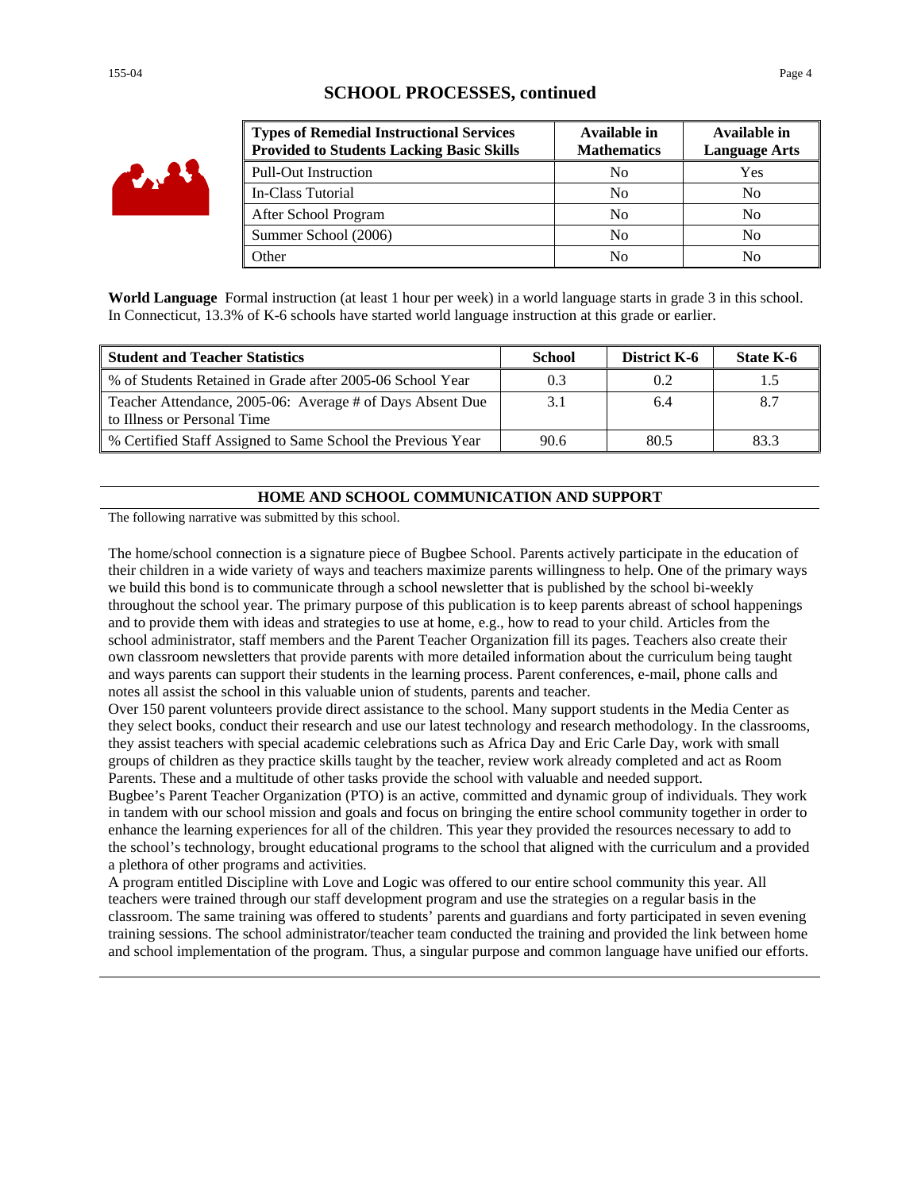## SCHOOL PROCESSES, continued

| Types of Remedial Instructional Services Provided to Students Lacking Basic Skills | Available in Mathematics | Available in Language Arts |
|---|---|---|
| Pull-Out Instruction | No | Yes |
| In-Class Tutorial | No | No |
| After School Program | No | No |
| Summer School (2006) | No | No |
| Other | No | No |

**World Language** Formal instruction (at least 1 hour per week) in a world language starts in grade 3 in this school. In Connecticut, 13.3% of K-6 schools have started world language instruction at this grade or earlier.

| Student and Teacher Statistics | School | District K-6 | State K-6 |
|---|---|---|---|
| % of Students Retained in Grade after 2005-06 School Year | 0.3 | 0.2 | 1.5 |
| Teacher Attendance, 2005-06: Average # of Days Absent Due to Illness or Personal Time | 3.1 | 6.4 | 8.7 |
| % Certified Staff Assigned to Same School the Previous Year | 90.6 | 80.5 | 83.3 |

## HOME AND SCHOOL COMMUNICATION AND SUPPORT

The following narrative was submitted by this school.

The home/school connection is a signature piece of Bugbee School. Parents actively participate in the education of their children in a wide variety of ways and teachers maximize parents willingness to help. One of the primary ways we build this bond is to communicate through a school newsletter that is published by the school bi-weekly throughout the school year. The primary purpose of this publication is to keep parents abreast of school happenings and to provide them with ideas and strategies to use at home, e.g., how to read to your child. Articles from the school administrator, staff members and the Parent Teacher Organization fill its pages. Teachers also create their own classroom newsletters that provide parents with more detailed information about the curriculum being taught and ways parents can support their students in the learning process. Parent conferences, e-mail, phone calls and notes all assist the school in this valuable union of students, parents and teacher.

Over 150 parent volunteers provide direct assistance to the school. Many support students in the Media Center as they select books, conduct their research and use our latest technology and research methodology. In the classrooms, they assist teachers with special academic celebrations such as Africa Day and Eric Carle Day, work with small groups of children as they practice skills taught by the teacher, review work already completed and act as Room Parents. These and a multitude of other tasks provide the school with valuable and needed support.

Bugbee's Parent Teacher Organization (PTO) is an active, committed and dynamic group of individuals. They work in tandem with our school mission and goals and focus on bringing the entire school community together in order to enhance the learning experiences for all of the children. This year they provided the resources necessary to add to the school's technology, brought educational programs to the school that aligned with the curriculum and a provided a plethora of other programs and activities.

A program entitled Discipline with Love and Logic was offered to our entire school community this year. All teachers were trained through our staff development program and use the strategies on a regular basis in the classroom. The same training was offered to students' parents and guardians and forty participated in seven evening training sessions. The school administrator/teacher team conducted the training and provided the link between home and school implementation of the program. Thus, a singular purpose and common language have unified our efforts.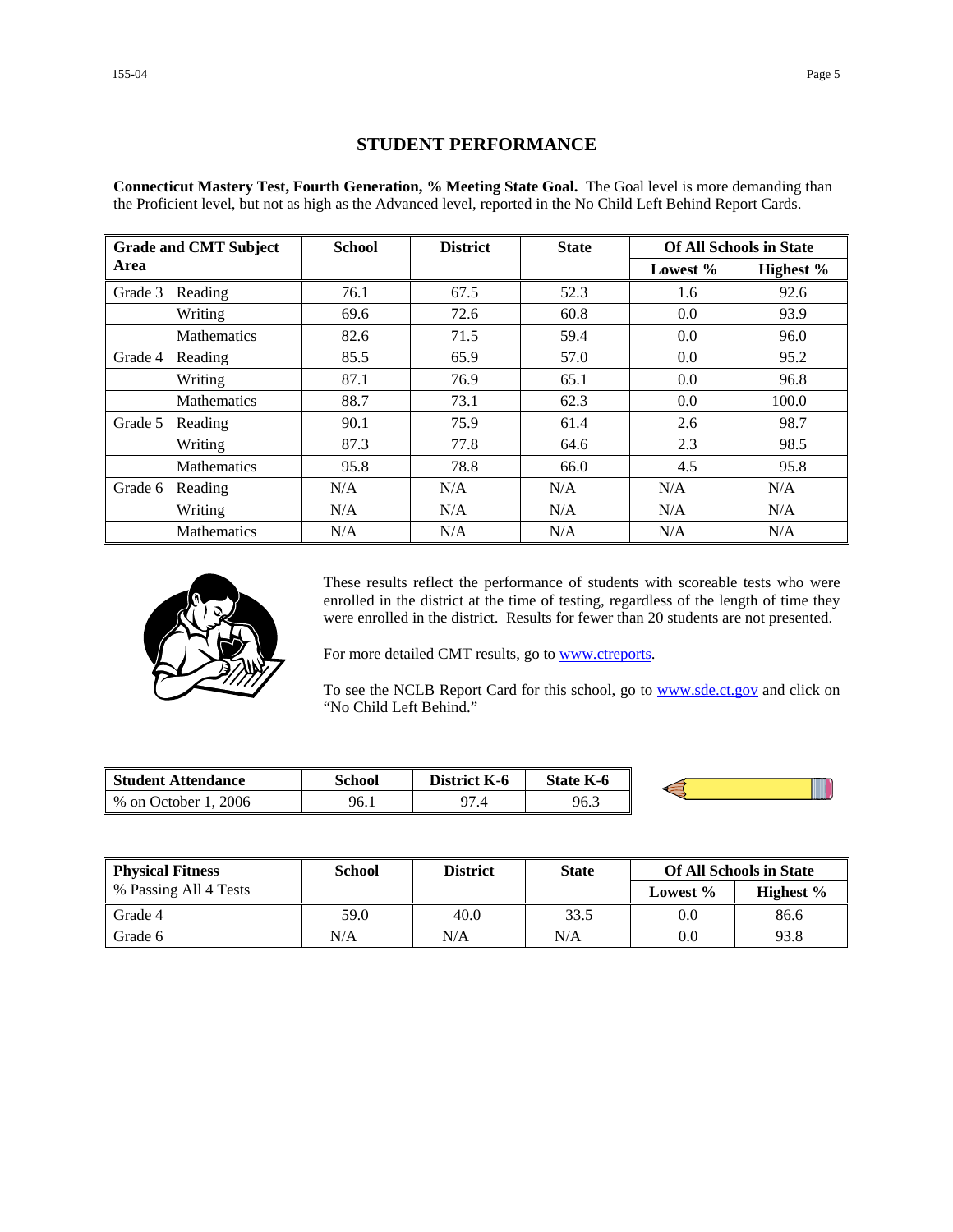# STUDENT PERFORMANCE

**Connecticut Mastery Test, Fourth Generation, % Meeting State Goal.** The Goal level is more demanding than the Proficient level, but not as high as the Advanced level, reported in the No Child Left Behind Report Cards.

| Grade and CMT Subject Area | | School | District | State | Of All Schools in State | |
|---|---|---|---|---|---|---|
| | | | | | Lowest % | Highest % |
| Grade 3 | Reading | 76.1 | 67.5 | 52.3 | 1.6 | 92.6 |
| | Writing | 69.6 | 72.6 | 60.8 | 0.0 | 93.9 |
| | Mathematics | 82.6 | 71.5 | 59.4 | 0.0 | 96.0 |
| Grade 4 | Reading | 85.5 | 65.9 | 57.0 | 0.0 | 95.2 |
| | Writing | 87.1 | 76.9 | 65.1 | 0.0 | 96.8 |
| | Mathematics | 88.7 | 73.1 | 62.3 | 0.0 | 100.0 |
| Grade 5 | Reading | 90.1 | 75.9 | 61.4 | 2.6 | 98.7 |
| | Writing | 87.3 | 77.8 | 64.6 | 2.3 | 98.5 |
| | Mathematics | 95.8 | 78.8 | 66.0 | 4.5 | 95.8 |
| Grade 6 | Reading | N/A | N/A | N/A | N/A | N/A |
| | Writing | N/A | N/A | N/A | N/A | N/A |
| | Mathematics | N/A | N/A | N/A | N/A | N/A |

These results reflect the performance of students with scoreable tests who were enrolled in the district at the time of testing, regardless of the length of time they were enrolled in the district. Results for fewer than 20 students are not presented.

For more detailed CMT results, go to www.ctreports.

To see the NCLB Report Card for this school, go to www.sde.ct.gov and click on "No Child Left Behind."

| Student Attendance | School | District K-6 | State K-6 |
|---|---|---|---|
| % on October 1, 2006 | 96.1 | 97.4 | 96.3 |

| Physical Fitness % Passing All 4 Tests | School | District | State | Of All Schools in State | |
|---|---|---|---|---|---|
| | | | | Lowest % | Highest % |
| Grade 4 | 59.0 | 40.0 | 33.5 | 0.0 | 86.6 |
| Grade 6 | N/A | N/A | N/A | 0.0 | 93.8 |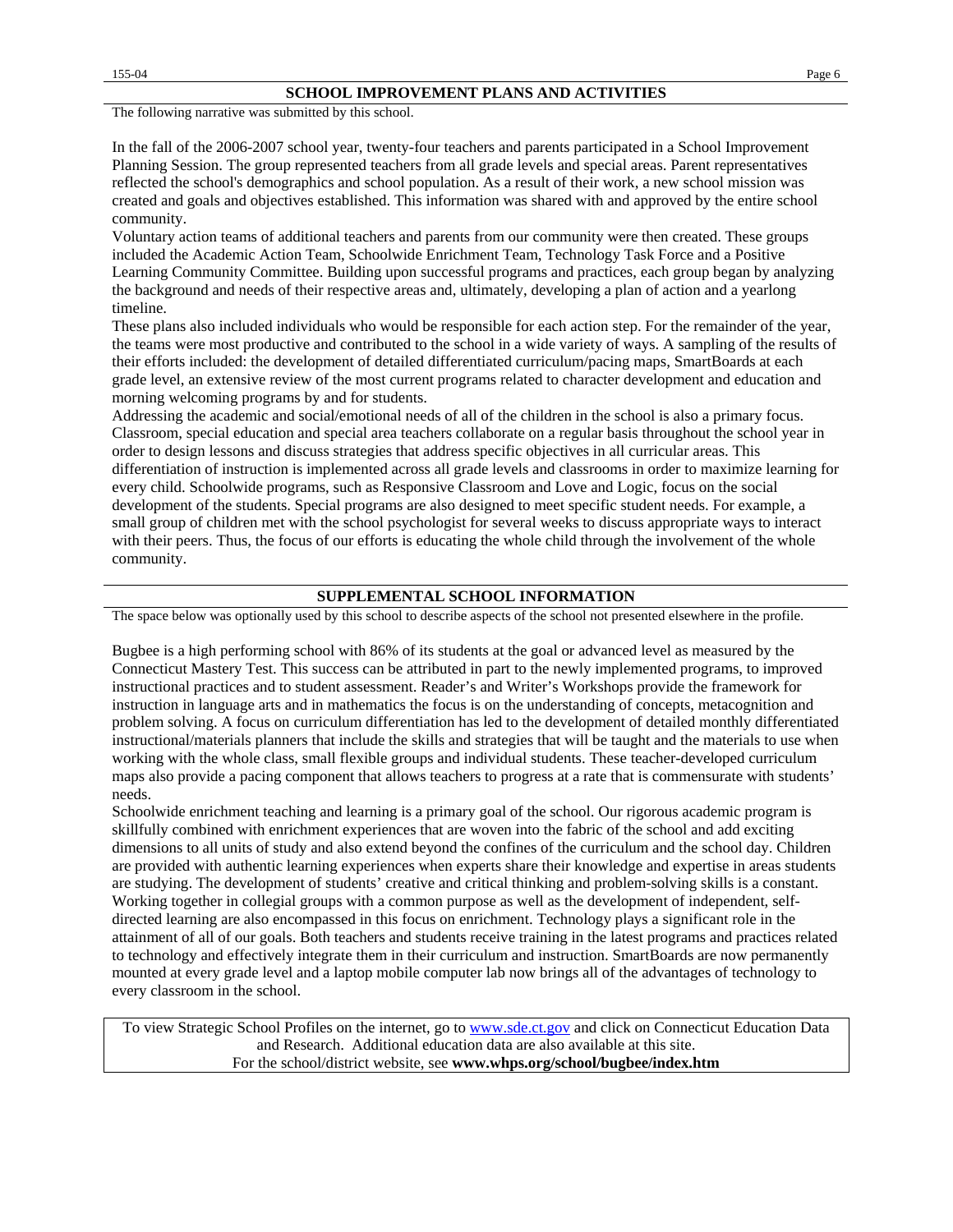## SCHOOL IMPROVEMENT PLANS AND ACTIVITIES

The following narrative was submitted by this school.

In the fall of the 2006-2007 school year, twenty-four teachers and parents participated in a School Improvement Planning Session. The group represented teachers from all grade levels and special areas. Parent representatives reflected the school's demographics and school population. As a result of their work, a new school mission was created and goals and objectives established. This information was shared with and approved by the entire school community.

Voluntary action teams of additional teachers and parents from our community were then created. These groups included the Academic Action Team, Schoolwide Enrichment Team, Technology Task Force and a Positive Learning Community Committee. Building upon successful programs and practices, each group began by analyzing the background and needs of their respective areas and, ultimately, developing a plan of action and a yearlong timeline.

These plans also included individuals who would be responsible for each action step. For the remainder of the year, the teams were most productive and contributed to the school in a wide variety of ways. A sampling of the results of their efforts included: the development of detailed differentiated curriculum/pacing maps, SmartBoards at each grade level, an extensive review of the most current programs related to character development and education and morning welcoming programs by and for students.

Addressing the academic and social/emotional needs of all of the children in the school is also a primary focus. Classroom, special education and special area teachers collaborate on a regular basis throughout the school year in order to design lessons and discuss strategies that address specific objectives in all curricular areas. This differentiation of instruction is implemented across all grade levels and classrooms in order to maximize learning for every child. Schoolwide programs, such as Responsive Classroom and Love and Logic, focus on the social development of the students. Special programs are also designed to meet specific student needs. For example, a small group of children met with the school psychologist for several weeks to discuss appropriate ways to interact with their peers. Thus, the focus of our efforts is educating the whole child through the involvement of the whole community.

## SUPPLEMENTAL SCHOOL INFORMATION

The space below was optionally used by this school to describe aspects of the school not presented elsewhere in the profile.

Bugbee is a high performing school with 86% of its students at the goal or advanced level as measured by the Connecticut Mastery Test. This success can be attributed in part to the newly implemented programs, to improved instructional practices and to student assessment. Reader's and Writer's Workshops provide the framework for instruction in language arts and in mathematics the focus is on the understanding of concepts, metacognition and problem solving. A focus on curriculum differentiation has led to the development of detailed monthly differentiated instructional/materials planners that include the skills and strategies that will be taught and the materials to use when working with the whole class, small flexible groups and individual students. These teacher-developed curriculum maps also provide a pacing component that allows teachers to progress at a rate that is commensurate with students' needs.

Schoolwide enrichment teaching and learning is a primary goal of the school. Our rigorous academic program is skillfully combined with enrichment experiences that are woven into the fabric of the school and add exciting dimensions to all units of study and also extend beyond the confines of the curriculum and the school day. Children are provided with authentic learning experiences when experts share their knowledge and expertise in areas students are studying. The development of students' creative and critical thinking and problem-solving skills is a constant. Working together in collegial groups with a common purpose as well as the development of independent, self-directed learning are also encompassed in this focus on enrichment. Technology plays a significant role in the attainment of all of our goals. Both teachers and students receive training in the latest programs and practices related to technology and effectively integrate them in their curriculum and instruction. SmartBoards are now permanently mounted at every grade level and a laptop mobile computer lab now brings all of the advantages of technology to every classroom in the school.

To view Strategic School Profiles on the internet, go to www.sde.ct.gov and click on Connecticut Education Data and Research. Additional education data are also available at this site.
For the school/district website, see **www.whps.org/school/bugbee/index.htm**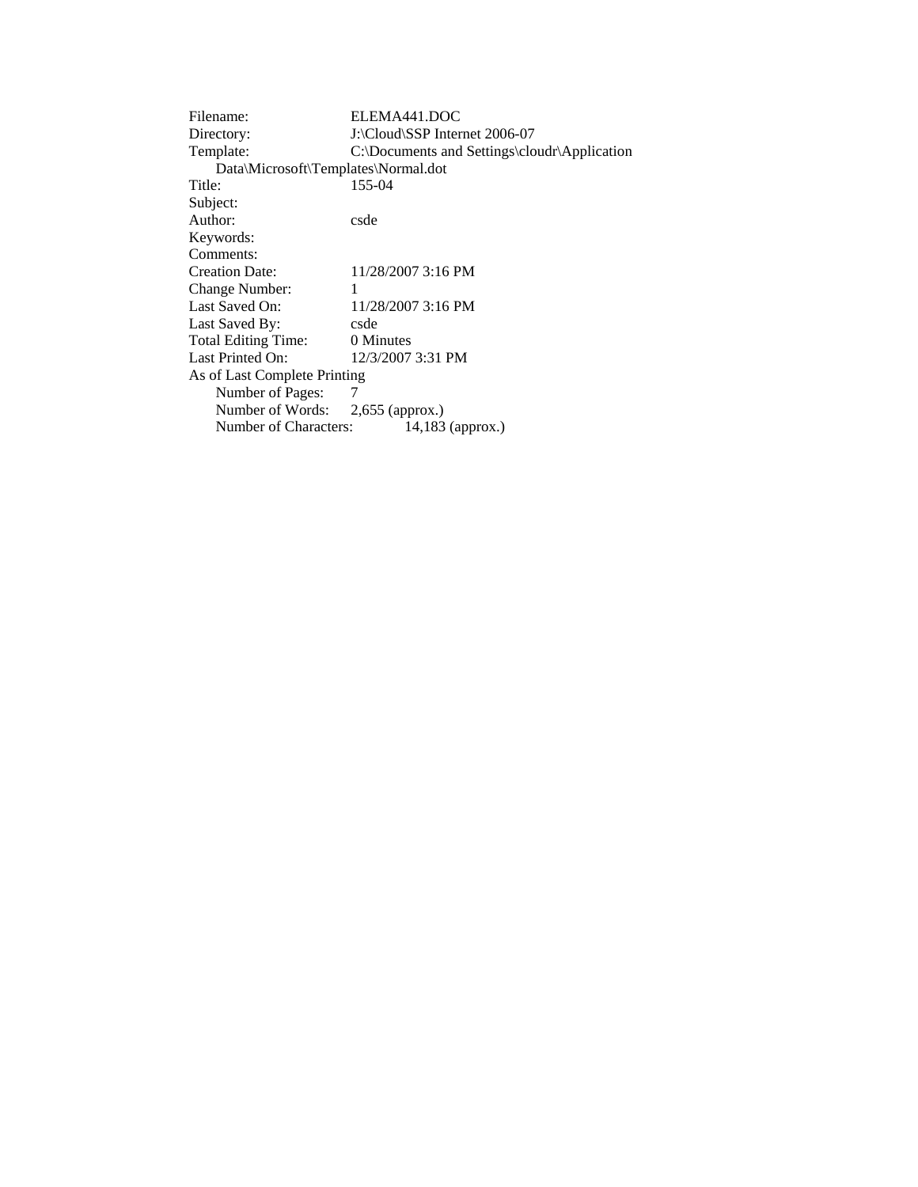Filename: ELEMA441.DOC
Directory: J:\Cloud\SSP Internet 2006-07
Template: C:\Documents and Settings\cloudr\Application Data\Microsoft\Templates\Normal.dot
Title: 155-04
Subject:
Author: csde
Keywords:
Comments:
Creation Date: 11/28/2007 3:16 PM
Change Number: 1
Last Saved On: 11/28/2007 3:16 PM
Last Saved By: csde
Total Editing Time: 0 Minutes
Last Printed On: 12/3/2007 3:31 PM
As of Last Complete Printing
Number of Pages: 7
Number of Words: 2,655 (approx.)
Number of Characters: 14,183 (approx.)